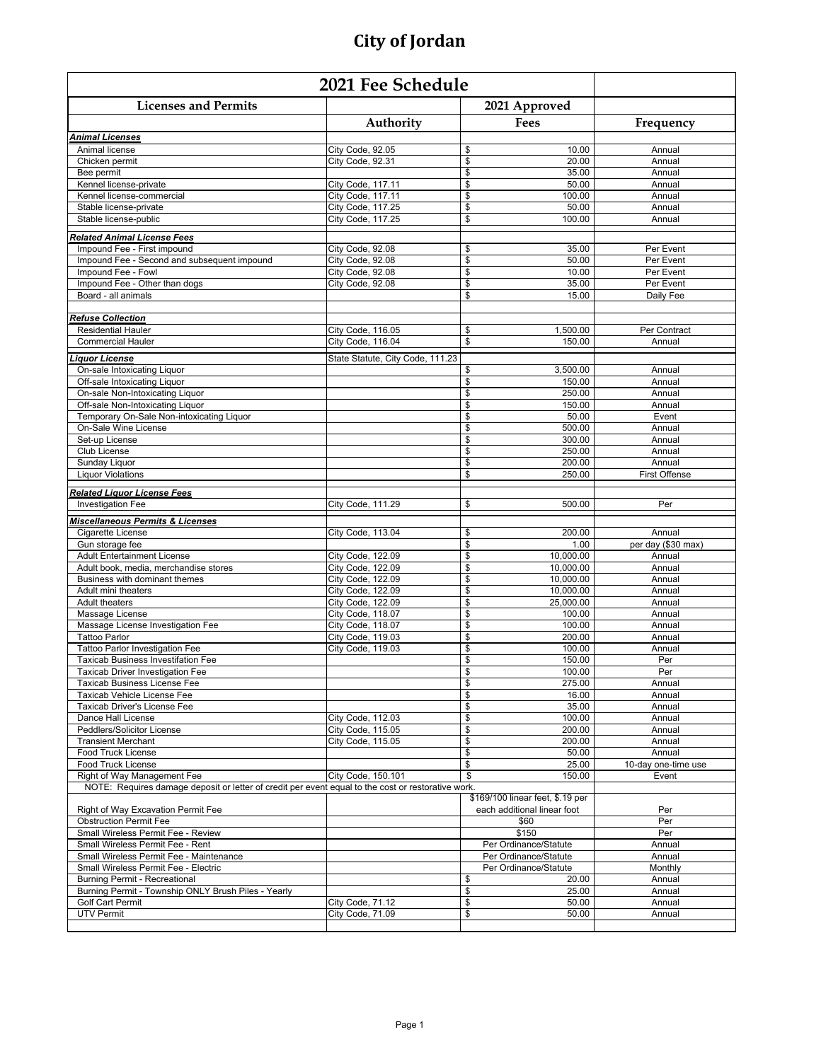# City of Jordan

| 2021 Fee Schedule | | | |
|---|---|---|---|
| **Licenses and Permits** | | **2021 Approved** | |
| | **Authority** | **Fees** | **Frequency** |
| ***Animal Licenses*** | | | |
| Animal license | City Code, 92.05 | $ 10.00 | Annual |
| Chicken permit | City Code, 92.31 | $ 20.00 | Annual |
| Bee permit | | $ 35.00 | Annual |
| Kennel license-private | City Code, 117.11 | $ 50.00 | Annual |
| Kennel license-commercial | City Code, 117.11 | $ 100.00 | Annual |
| Stable license-private | City Code, 117.25 | $ 50.00 | Annual |
| Stable license-public | City Code, 117.25 | $ 100.00 | Annual |
| ***Related Animal License Fees*** | | | |
| Impound Fee - First impound | City Code, 92.08 | $ 35.00 | Per Event |
| Impound Fee - Second and subsequent impound | City Code, 92.08 | $ 50.00 | Per Event |
| Impound Fee - Fowl | City Code, 92.08 | $ 10.00 | Per Event |
| Impound Fee - Other than dogs | City Code, 92.08 | $ 35.00 | Per Event |
| Board - all animals | | $ 15.00 | Daily Fee |
| ***Refuse Collection*** | | | |
| Residential Hauler | City Code, 116.05 | $ 1,500.00 | Per Contract |
| Commercial Hauler | City Code, 116.04 | $ 150.00 | Annual |
| ***Liquor License*** | State Statute, City Code, 111.23 | | |
| On-sale Intoxicating Liquor | | $ 3,500.00 | Annual |
| Off-sale Intoxicating Liquor | | $ 150.00 | Annual |
| On-sale Non-Intoxicating Liquor | | $ 250.00 | Annual |
| Off-sale Non-Intoxicating Liquor | | $ 150.00 | Annual |
| Temporary On-Sale Non-intoxicating Liquor | | $ 50.00 | Event |
| On-Sale Wine License | | $ 500.00 | Annual |
| Set-up License | | $ 300.00 | Annual |
| Club License | | $ 250.00 | Annual |
| Sunday Liquor | | $ 200.00 | Annual |
| Liquor Violations | | $ 250.00 | First Offense |
| ***Related Liquor License Fees*** | | | |
| Investigation Fee | City Code, 111.29 | $ 500.00 | Per |
| ***Miscellaneous Permits & Licenses*** | | | |
| Cigarette License | City Code, 113.04 | $ 200.00 | Annual |
| Gun storage fee | | $ 1.00 | per day ($30 max) |
| Adult Entertainment License | City Code, 122.09 | $ 10,000.00 | Annual |
| Adult book, media, merchandise stores | City Code, 122.09 | $ 10,000.00 | Annual |
| Business with dominant themes | City Code, 122.09 | $ 10,000.00 | Annual |
| Adult mini theaters | City Code, 122.09 | $ 10,000.00 | Annual |
| Adult theaters | City Code, 122.09 | $ 25,000.00 | Annual |
| Massage License | City Code, 118.07 | $ 100.00 | Annual |
| Massage License Investigation Fee | City Code, 118.07 | $ 100.00 | Annual |
| Tattoo Parlor | City Code, 119.03 | $ 200.00 | Annual |
| Tattoo Parlor Investigation Fee | City Code, 119.03 | $ 100.00 | Annual |
| Taxicab Business Investifation Fee | | $ 150.00 | Per |
| Taxicab Driver Investigation Fee | | $ 100.00 | Per |
| Taxicab Business License Fee | | $ 275.00 | Annual |
| Taxicab Vehicle License Fee | | $ 16.00 | Annual |
| Taxicab Driver's License Fee | | $ 35.00 | Annual |
| Dance Hall License | City Code, 112.03 | $ 100.00 | Annual |
| Peddlers/Solicitor License | City Code, 115.05 | $ 200.00 | Annual |
| Transient Merchant | City Code, 115.05 | $ 200.00 | Annual |
| Food Truck License | | $ 50.00 | Annual |
| Food Truck License | | $ 25.00 | 10-day one-time use |
| Right of Way Management Fee | City Code, 150.101 | $ 150.00 | Event |
| NOTE: Requires damage deposit or letter of credit per event equal to the cost or restorative work. | | | |
| Right of Way Excavation Permit Fee | | $169/100 linear feet, $.19 per each additional linear foot | Per |
| Obstruction Permit Fee | | $60 | Per |
| Small Wireless Permit Fee - Review | | $150 | Per |
| Small Wireless Permit Fee - Rent | | Per Ordinance/Statute | Annual |
| Small Wireless Permit Fee - Maintenance | | Per Ordinance/Statute | Annual |
| Small Wireless Permit Fee - Electric | | Per Ordinance/Statute | Monthly |
| Burning Permit - Recreational | | $ 20.00 | Annual |
| Burning Permit - Township ONLY Brush Piles - Yearly | | $ 25.00 | Annual |
| Golf Cart Permit | City Code, 71.12 | $ 50.00 | Annual |
| UTV Permit | City Code, 71.09 | $ 50.00 | Annual |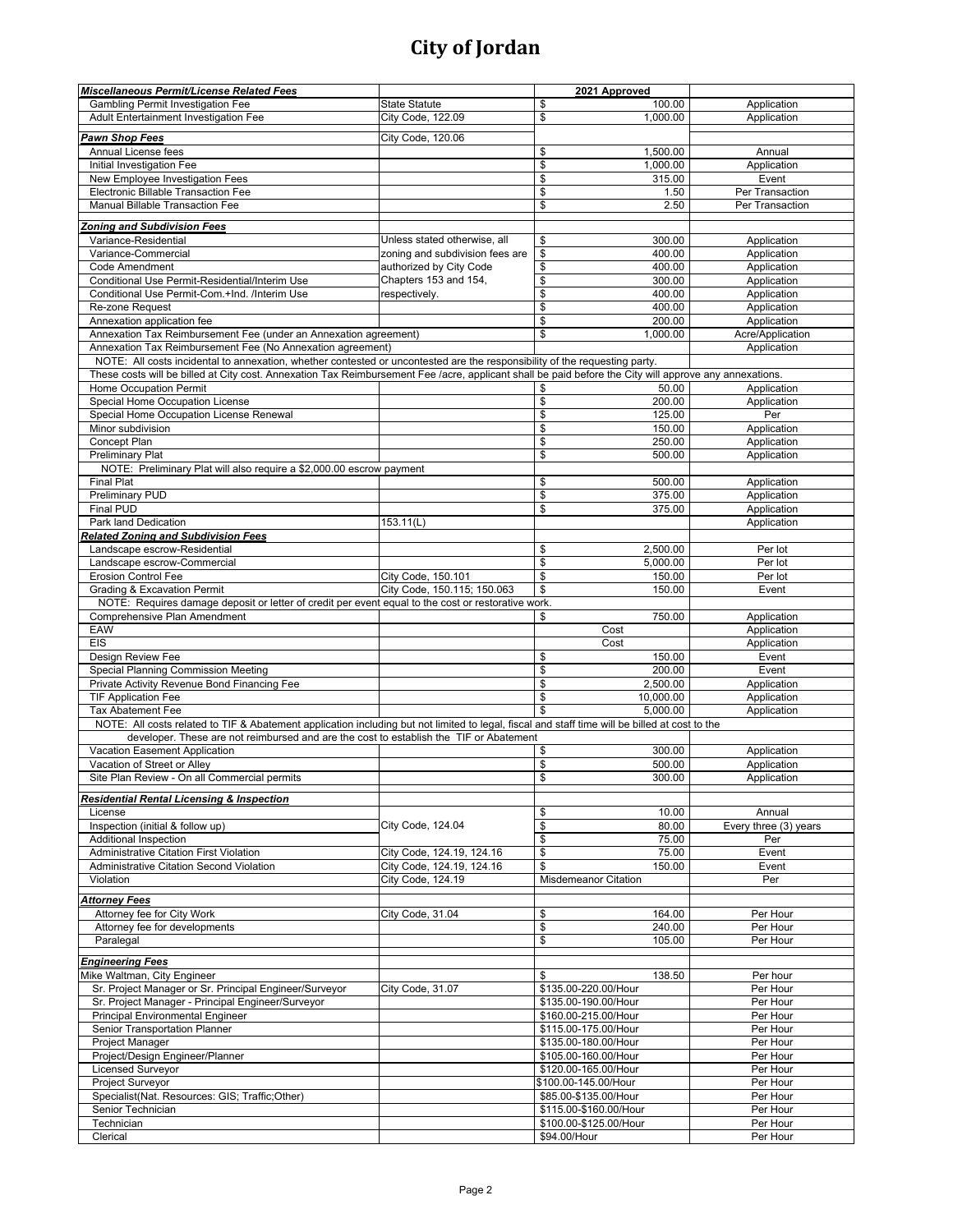# City of Jordan

| Miscellaneous Permit/License Related Fees | | 2021 Approved | |
|---|---|---|---|
| Gambling Permit Investigation Fee | State Statute | $ 100.00 | Application |
| Adult Entertainment Investigation Fee | City Code, 122.09 | $ 1,000.00 | Application |
| **Pawn Shop Fees** | City Code, 120.06 | | |
| Annual License fees | | $ 1,500.00 | Annual |
| Initial Investigation Fee | | $ 1,000.00 | Application |
| New Employee Investigation Fees | | $ 315.00 | Event |
| Electronic Billable Transaction Fee | | $ 1.50 | Per Transaction |
| Manual Billable Transaction Fee | | $ 2.50 | Per Transaction |
| **Zoning and Subdivision Fees** | | | |
| Variance-Residential | Unless stated otherwise, all zoning and subdivision fees are authorized by City Code Chapters 153 and 154, respectively. | $ 300.00 | Application |
| Variance-Commercial | | $ 400.00 | Application |
| Code Amendment | | $ 400.00 | Application |
| Conditional Use Permit-Residential/Interim Use | | $ 300.00 | Application |
| Conditional Use Permit-Com.+Ind. /Interim Use | | $ 400.00 | Application |
| Re-zone Request | | $ 400.00 | Application |
| Annexation application fee | | $ 200.00 | Application |
| Annexation Tax Reimbursement Fee (under an Annexation agreement) | | $ 1,000.00 | Acre/Application |
| Annexation Tax Reimbursement Fee (No Annexation agreement) | | | Application |
| NOTE: All costs incidental to annexation, whether contested or uncontested are the responsibility of the requesting party. | | | |
| These costs will be billed at City cost. Annexation Tax Reimbursement Fee /acre, applicant shall be paid before the City will approve any annexations. | | | |
| Home Occupation Permit | | $ 50.00 | Application |
| Special Home Occupation License | | $ 200.00 | Application |
| Special Home Occupation License Renewal | | $ 125.00 | Per |
| Minor subdivision | | $ 150.00 | Application |
| Concept Plan | | $ 250.00 | Application |
| Preliminary Plat | | $ 500.00 | Application |
| NOTE: Preliminary Plat will also require a $2,000.00 escrow payment | | | |
| Final Plat | | $ 500.00 | Application |
| Preliminary PUD | | $ 375.00 | Application |
| Final PUD | | $ 375.00 | Application |
| Park land Dedication | 153.11(L) | | Application |
| **Related Zoning and Subdivision Fees** | | | |
| Landscape escrow-Residential | | $ 2,500.00 | Per lot |
| Landscape escrow-Commercial | | $ 5,000.00 | Per lot |
| Erosion Control Fee | City Code, 150.101 | $ 150.00 | Per lot |
| Grading & Excavation Permit | City Code, 150.115; 150.063 | $ 150.00 | Event |
| NOTE: Requires damage deposit or letter of credit per event equal to the cost or restorative work. | | | |
| Comprehensive Plan Amendment | | $ 750.00 | Application |
| EAW | | Cost | Application |
| EIS | | Cost | Application |
| Design Review Fee | | $ 150.00 | Event |
| Special Planning Commission Meeting | | $ 200.00 | Event |
| Private Activity Revenue Bond Financing Fee | | $ 2,500.00 | Application |
| TIF Application Fee | | $ 10,000.00 | Application |
| Tax Abatement Fee | | $ 5,000.00 | Application |
| NOTE: All costs related to TIF & Abatement application including but not limited to legal, fiscal and staff time will be billed at cost to the developer. These are not reimbursed and are the cost to establish the TIF or Abatement | | | |
| Vacation Easement Application | | $ 300.00 | Application |
| Vacation of Street or Alley | | $ 500.00 | Application |
| Site Plan Review - On all Commercial permits | | $ 300.00 | Application |
| **Residential Rental Licensing & Inspection** | | | |
| License | | $ 10.00 | Annual |
| Inspection (initial & follow up) | City Code, 124.04 | $ 80.00 | Every three (3) years |
| Additional Inspection | | $ 75.00 | Per |
| Administrative Citation First Violation | City Code, 124.19, 124.16 | $ 75.00 | Event |
| Administrative Citation Second Violation | City Code, 124.19, 124.16 | $ 150.00 | Event |
| Violation | City Code, 124.19 | Misdemeanor Citation | Per |
| **Attorney Fees** | | | |
| Attorney fee for City Work | City Code, 31.04 | $ 164.00 | Per Hour |
| Attorney fee for developments | | $ 240.00 | Per Hour |
| Paralegal | | $ 105.00 | Per Hour |
| **Engineering Fees** | | | |
| Mike Waltman, City Engineer | | $ 138.50 | Per hour |
| Sr. Project Manager or Sr. Principal Engineer/Surveyor | City Code, 31.07 | $135.00-220.00/Hour | Per Hour |
| Sr. Project Manager - Principal Engineer/Surveyor | | $135.00-190.00/Hour | Per Hour |
| Principal Environmental Engineer | | $160.00-215.00/Hour | Per Hour |
| Senior Transportation Planner | | $115.00-175.00/Hour | Per Hour |
| Project Manager | | $135.00-180.00/Hour | Per Hour |
| Project/Design Engineer/Planner | | $105.00-160.00/Hour | Per Hour |
| Licensed Surveyor | | $120.00-165.00/Hour | Per Hour |
| Project Surveyor | | $100.00-145.00/Hour | Per Hour |
| Specialist(Nat. Resources: GIS; Traffic;Other) | | $85.00-$135.00/Hour | Per Hour |
| Senior Technician | | $115.00-$160.00/Hour | Per Hour |
| Technician | | $100.00-$125.00/Hour | Per Hour |
| Clerical | | $94.00/Hour | Per Hour |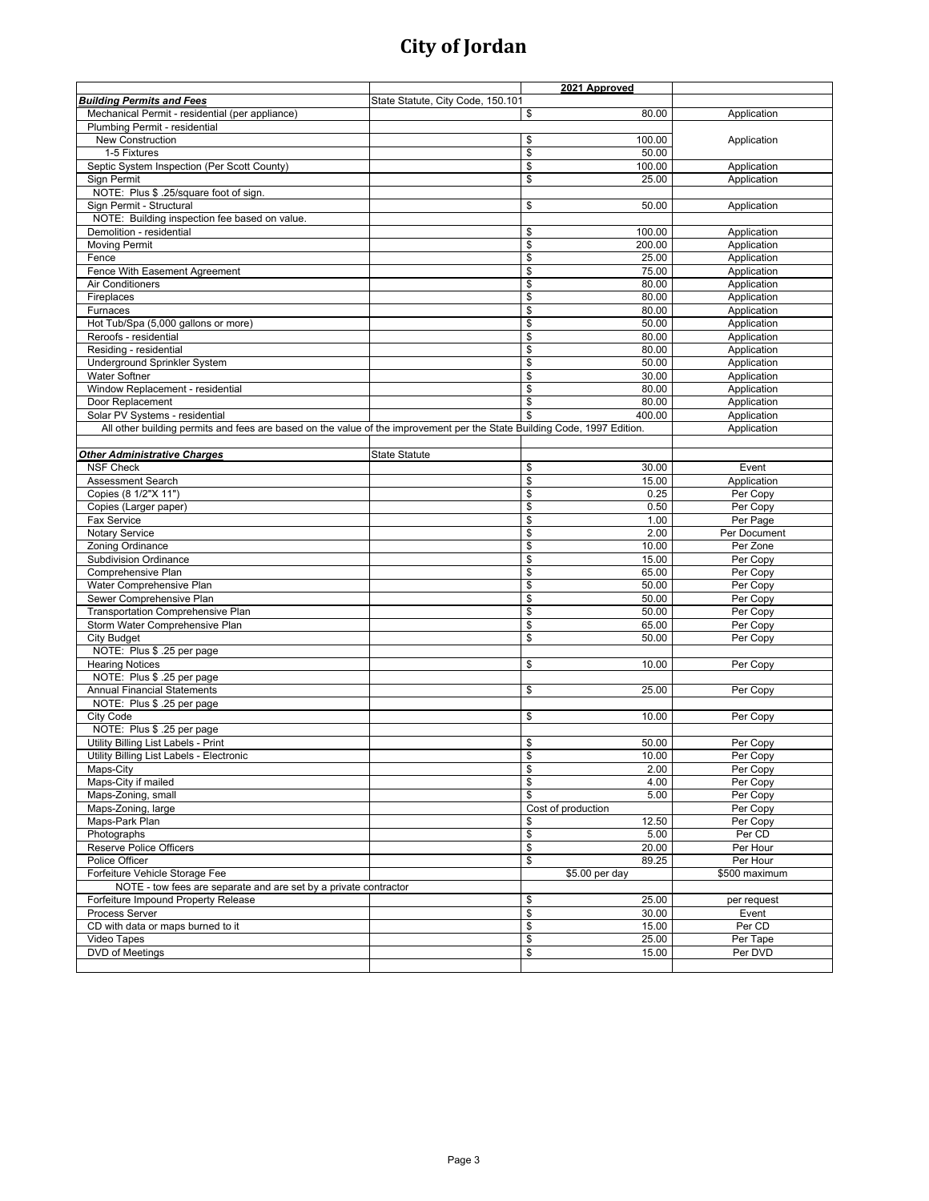# City of Jordan

| | | 2021 Approved | |
|---|---|---|---|
| ***Building Permits and Fees*** | State Statute, City Code, 150.101 | | |
| Mechanical Permit - residential (per appliance) | | $ 80.00 | Application |
| Plumbing Permit - residential | | | |
| New Construction | | $ 100.00 | Application |
| 1-5 Fixtures | | $ 50.00 | |
| Septic System Inspection (Per Scott County) | | $ 100.00 | Application |
| Sign Permit | | $ 25.00 | Application |
| NOTE: Plus $ .25/square foot of sign. | | | |
| Sign Permit - Structural | | $ 50.00 | Application |
| NOTE: Building inspection fee based on value. | | | |
| Demolition - residential | | $ 100.00 | Application |
| Moving Permit | | $ 200.00 | Application |
| Fence | | $ 25.00 | Application |
| Fence With Easement Agreement | | $ 75.00 | Application |
| Air Conditioners | | $ 80.00 | Application |
| Fireplaces | | $ 80.00 | Application |
| Furnaces | | $ 80.00 | Application |
| Hot Tub/Spa (5,000 gallons or more) | | $ 50.00 | Application |
| Reroofs - residential | | $ 80.00 | Application |
| Residing - residential | | $ 80.00 | Application |
| Underground Sprinkler System | | $ 50.00 | Application |
| Water Softner | | $ 30.00 | Application |
| Window Replacement - residential | | $ 80.00 | Application |
| Door Replacement | | $ 80.00 | Application |
| Solar PV Systems - residential | | $ 400.00 | Application |
| All other building permits and fees are based on the value of the improvement per the State Building Code, 1997 Edition. | | | Application |
| | | | |
| ***Other Administrative Charges*** | State Statute | | |
| NSF Check | | $ 30.00 | Event |
| Assessment Search | | $ 15.00 | Application |
| Copies (8 1/2"X 11") | | $ 0.25 | Per Copy |
| Copies (Larger paper) | | $ 0.50 | Per Copy |
| Fax Service | | $ 1.00 | Per Page |
| Notary Service | | $ 2.00 | Per Document |
| Zoning Ordinance | | $ 10.00 | Per Zone |
| Subdivision Ordinance | | $ 15.00 | Per Copy |
| Comprehensive Plan | | $ 65.00 | Per Copy |
| Water Comprehensive Plan | | $ 50.00 | Per Copy |
| Sewer Comprehensive Plan | | $ 50.00 | Per Copy |
| Transportation Comprehensive Plan | | $ 50.00 | Per Copy |
| Storm Water Comprehensive Plan | | $ 65.00 | Per Copy |
| City Budget | | $ 50.00 | Per Copy |
| NOTE: Plus $ .25 per page | | | |
| Hearing Notices | | $ 10.00 | Per Copy |
| NOTE: Plus $ .25 per page | | | |
| Annual Financial Statements | | $ 25.00 | Per Copy |
| NOTE: Plus $ .25 per page | | | |
| City Code | | $ 10.00 | Per Copy |
| NOTE: Plus $ .25 per page | | | |
| Utility Billing List Labels - Print | | $ 50.00 | Per Copy |
| Utility Billing List Labels - Electronic | | $ 10.00 | Per Copy |
| Maps-City | | $ 2.00 | Per Copy |
| Maps-City if mailed | | $ 4.00 | Per Copy |
| Maps-Zoning, small | | $ 5.00 | Per Copy |
| Maps-Zoning, large | | Cost of production | Per Copy |
| Maps-Park Plan | | $ 12.50 | Per Copy |
| Photographs | | $ 5.00 | Per CD |
| Reserve Police Officers | | $ 20.00 | Per Hour |
| Police Officer | | $ 89.25 | Per Hour |
| Forfeiture Vehicle Storage Fee | | $5.00 per day | $500 maximum |
| NOTE - tow fees are separate and are set by a private contractor | | | |
| Forfeiture Impound Property Release | | $ 25.00 | per request |
| Process Server | | $ 30.00 | Event |
| CD with data or maps burned to it | | $ 15.00 | Per CD |
| Video Tapes | | $ 25.00 | Per Tape |
| DVD of Meetings | | $ 15.00 | Per DVD |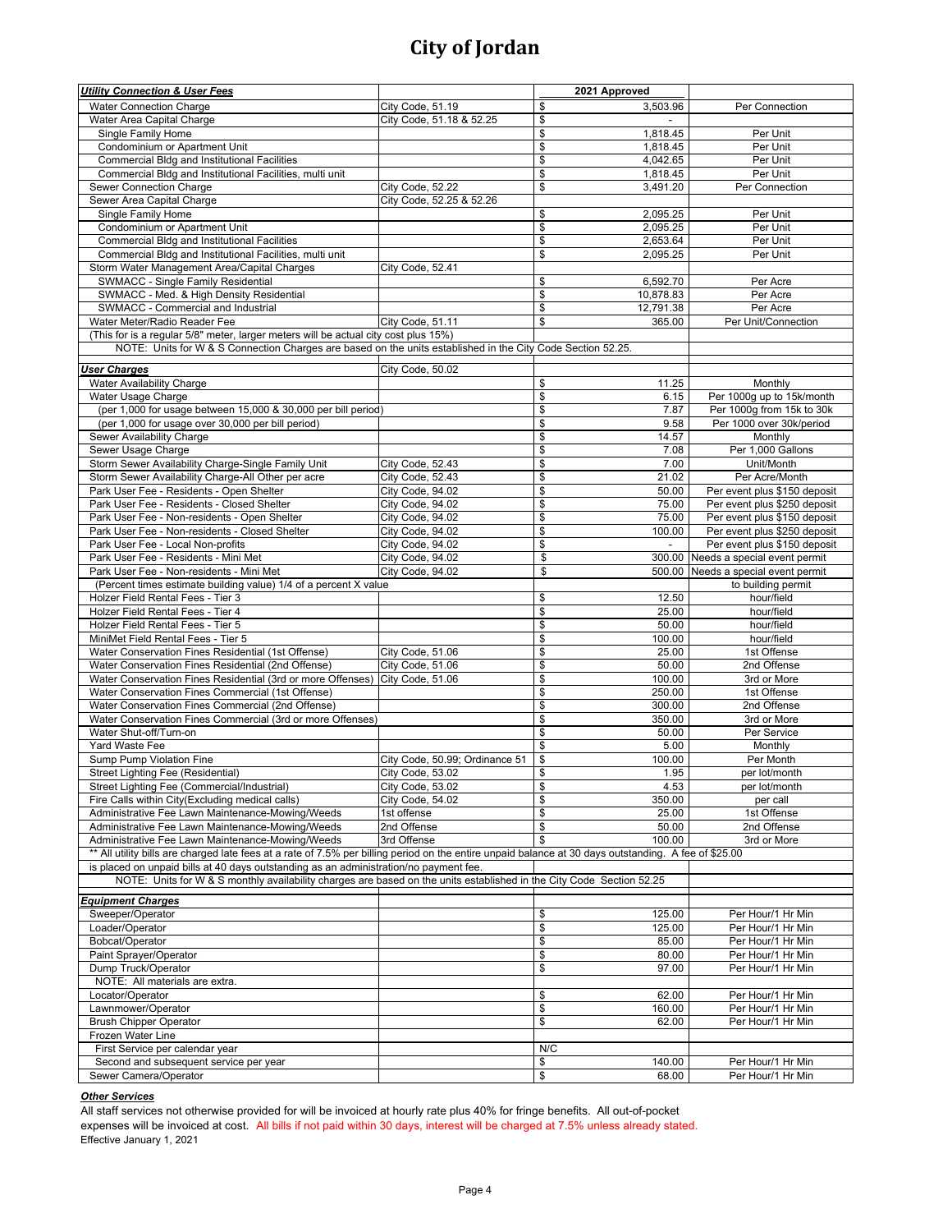# City of Jordan

| Utility Connection & User Fees | | 2021 Approved | |
|---|---|---|---|
| Water Connection Charge | City Code, 51.19 | $ 3,503.96 | Per Connection |
| Water Area Capital Charge | City Code, 51.18 & 52.25 | $ - | |
| Single Family Home | | $ 1,818.45 | Per Unit |
| Condominium or Apartment Unit | | $ 1,818.45 | Per Unit |
| Commercial Bldg and Institutional Facilities | | $ 4,042.65 | Per Unit |
| Commercial Bldg and Institutional Facilities, multi unit | | $ 1,818.45 | Per Unit |
| Sewer Connection Charge | City Code, 52.22 | $ 3,491.20 | Per Connection |
| Sewer Area Capital Charge | City Code, 52.25 & 52.26 | | |
| Single Family Home | | $ 2,095.25 | Per Unit |
| Condominium or Apartment Unit | | $ 2,095.25 | Per Unit |
| Commercial Bldg and Institutional Facilities | | $ 2,653.64 | Per Unit |
| Commercial Bldg and Institutional Facilities, multi unit | | $ 2,095.25 | Per Unit |
| Storm Water Management Area/Capital Charges | City Code, 52.41 | | |
| SWMACC - Single Family Residential | | $ 6,592.70 | Per Acre |
| SWMACC - Med. & High Density Residential | | $ 10,878.83 | Per Acre |
| SWMACC - Commercial and Industrial | | $ 12,791.38 | Per Acre |
| Water Meter/Radio Reader Fee | City Code, 51.11 | $ 365.00 | Per Unit/Connection |
| (This for is a regular 5/8" meter, larger meters will be actual city cost plus 15%) | | | |
| NOTE: Units for W & S Connection Charges are based on the units established in the City Code Section 52.25. | | | |

| User Charges | City Code, 50.02 | | |
|---|---|---|---|
| Water Availability Charge | | $ 11.25 | Monthly |
| Water Usage Charge | | $ 6.15 | Per 1000g up to 15k/month |
| (per 1,000 for usage between 15,000 & 30,000 per bill period) | | $ 7.87 | Per 1000g from 15k to 30k |
| (per 1,000 for usage over 30,000 per bill period) | | $ 9.58 | Per 1000 over 30k/period |
| Sewer Availability Charge | | $ 14.57 | Monthly |
| Sewer Usage Charge | | $ 7.08 | Per 1,000 Gallons |
| Storm Sewer Availability Charge-Single Family Unit | City Code, 52.43 | $ 7.00 | Unit/Month |
| Storm Sewer Availability Charge-All Other per acre | City Code, 52.43 | $ 21.02 | Per Acre/Month |
| Park User Fee - Residents - Open Shelter | City Code, 94.02 | $ 50.00 | Per event plus $150 deposit |
| Park User Fee - Residents - Closed Shelter | City Code, 94.02 | $ 75.00 | Per event plus $250 deposit |
| Park User Fee - Non-residents - Open Shelter | City Code, 94.02 | $ 75.00 | Per event plus $150 deposit |
| Park User Fee - Non-residents - Closed Shelter | City Code, 94.02 | $ 100.00 | Per event plus $250 deposit |
| Park User Fee - Local Non-profits | City Code, 94.02 | $ - | Per event plus $150 deposit |
| Park User Fee - Residents - Mini Met | City Code, 94.02 | $ 300.00 | Needs a special event permit |
| Park User Fee - Non-residents - Mini Met | City Code, 94.02 | $ 500.00 | Needs a special event permit |
| (Percent times estimate building value) 1/4 of a percent X value | | | to building permit |
| Holzer Field Rental Fees - Tier 3 | | $ 12.50 | hour/field |
| Holzer Field Rental Fees - Tier 4 | | $ 25.00 | hour/field |
| Holzer Field Rental Fees - Tier 5 | | $ 50.00 | hour/field |
| MiniMet Field Rental Fees - Tier 5 | | $ 100.00 | hour/field |
| Water Conservation Fines Residential (1st Offense) | City Code, 51.06 | $ 25.00 | 1st Offense |
| Water Conservation Fines Residential (2nd Offense) | City Code, 51.06 | $ 50.00 | 2nd Offense |
| Water Conservation Fines Residential (3rd or more Offenses) | City Code, 51.06 | $ 100.00 | 3rd or More |
| Water Conservation Fines Commercial (1st Offense) | | $ 250.00 | 1st Offense |
| Water Conservation Fines Commercial (2nd Offense) | | $ 300.00 | 2nd Offense |
| Water Conservation Fines Commercial (3rd or more Offenses) | | $ 350.00 | 3rd or More |
| Water Shut-off/Turn-on | | $ 50.00 | Per Service |
| Yard Waste Fee | | $ 5.00 | Monthly |
| Sump Pump Violation Fine | City Code, 50.99; Ordinance 51 | $ 100.00 | Per Month |
| Street Lighting Fee (Residential) | City Code, 53.02 | $ 1.95 | per lot/month |
| Street Lighting Fee (Commercial/Industrial) | City Code, 53.02 | $ 4.53 | per lot/month |
| Fire Calls within City(Excluding medical calls) | City Code, 54.02 | $ 350.00 | per call |
| Administrative Fee Lawn Maintenance-Mowing/Weeds | 1st offense | $ 25.00 | 1st Offense |
| Administrative Fee Lawn Maintenance-Mowing/Weeds | 2nd Offense | $ 50.00 | 2nd Offense |
| Administrative Fee Lawn Maintenance-Mowing/Weeds | 3rd Offense | $ 100.00 | 3rd or More |
| ** All utility bills are charged late fees at a rate of 7.5% per billing period on the entire unpaid balance at 30 days outstanding. A fee of $25.00 is placed on unpaid bills at 40 days outstanding as an administration/no payment fee. | | | |
| NOTE: Units for W & S monthly availability charges are based on the units established in the City Code Section 52.25 | | | |

| Equipment Charges | | | |
|---|---|---|---|
| Sweeper/Operator | | $ 125.00 | Per Hour/1 Hr Min |
| Loader/Operator | | $ 125.00 | Per Hour/1 Hr Min |
| Bobcat/Operator | | $ 85.00 | Per Hour/1 Hr Min |
| Paint Sprayer/Operator | | $ 80.00 | Per Hour/1 Hr Min |
| Dump Truck/Operator | | $ 97.00 | Per Hour/1 Hr Min |
| NOTE: All materials are extra. | | | |
| Locator/Operator | | $ 62.00 | Per Hour/1 Hr Min |
| Lawnmower/Operator | | $ 160.00 | Per Hour/1 Hr Min |
| Brush Chipper Operator | | $ 62.00 | Per Hour/1 Hr Min |
| Frozen Water Line | | | |
| First Service per calendar year | | N/C | |
| Second and subsequent service per year | | $ 140.00 | Per Hour/1 Hr Min |
| Sewer Camera/Operator | | $ 68.00 | Per Hour/1 Hr Min |

***Other Services***

All staff services not otherwise provided for will be invoiced at hourly rate plus 40% for fringe benefits. All out-of-pocket expenses will be invoiced at cost. All bills if not paid within 30 days, interest will be charged at 7.5% unless already stated.

Effective January 1, 2021